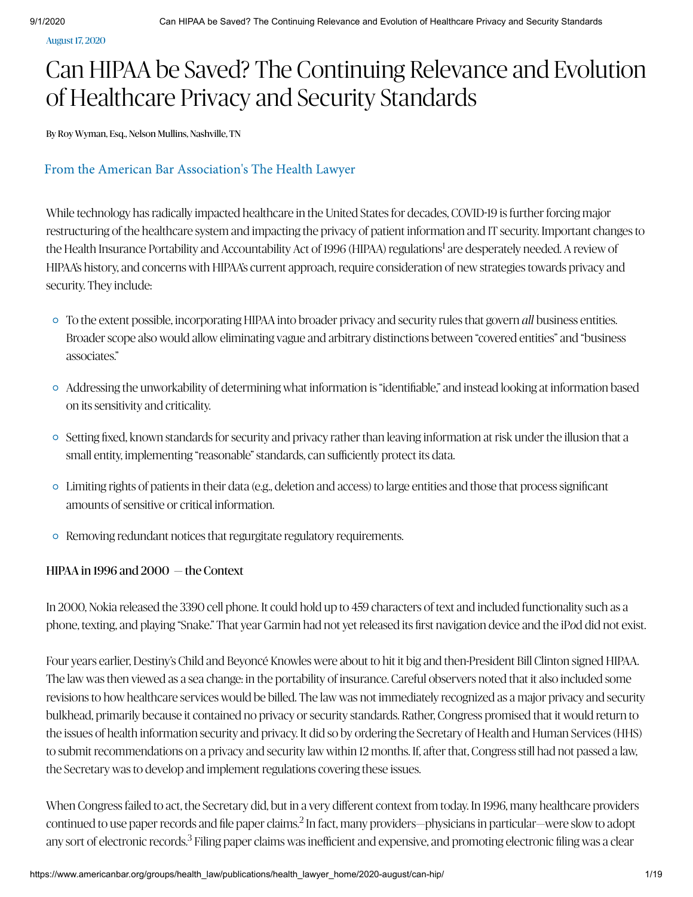August 17, 2020

# Can HIPAA be Saved? The Continuing Relevance and Evolution of Healthcare Privacy and Security Standards

By Roy Wyman, Esq., Nelson Mullins, Nashville, TN

From the American Bar Association's The Health Lawyer

While technology has radically impacted healthcare in the United States for decades, COVID-19 is further forcing major restructuring of the healthcare system and impacting the privacy of patient information and IT security. Important changes to the Health Insurance Portability and Accountability Act of 1996 (HIPAA) regulations[1] are desperately needed. A review of HIPAA's history, and concerns with HIPAA's current approach, require consideration of new strategies towards privacy and security. They include:

- To the extent possible, incorporating HIPAA into broader privacy and security rules that govern *all* business entities. Broader scope also would allow eliminating vague and arbitrary distinctions between "covered entities" and "business associates."
- Addressing the unworkability of determining what information is "identifiable," and instead looking at information based on its sensitivity and criticality.
- Setting fixed, known standards for security and privacy rather than leaving information at risk under the illusion that a small entity, implementing "reasonable" standards, can sufficiently protect its data.
- Limiting rights of patients in their data (e.g., deletion and access) to large entities and those that process significant amounts of sensitive or critical information.
- Removing redundant notices that regurgitate regulatory requirements.

## HIPAA in 1996 and 2000 — the Context

In 2000, Nokia released the 3390 cell phone. It could hold up to 459 characters of text and included functionality such as a phone, texting, and playing "Snake." That year Garmin had not yet released its first navigation device and the iPod did not exist.

Four years earlier, Destiny's Child and Beyoncé Knowles were about to hit it big and then-President Bill Clinton signed HIPAA. The law was then viewed as a sea change: in the portability of insurance. Careful observers noted that it also included some revisions to how healthcare services would be billed. The law was not immediately recognized as a major privacy and security bulkhead, primarily because it contained no privacy or security standards. Rather, Congress promised that it would return to the issues of health information security and privacy. It did so by ordering the Secretary of Health and Human Services (HHS) to submit recommendations on a privacy and security law within 12 months. If, after that, Congress still had not passed a law, the Secretary was to develop and implement regulations covering these issues.

When Congress failed to act, the Secretary did, but in a very different context from today. In 1996, many healthcare providers continued to use paper records and file paper claims.[2] In fact, many providers—physicians in particular—were slow to adopt any sort of electronic records.[3] Filing paper claims was inefficient and expensive, and promoting electronic filing was a clear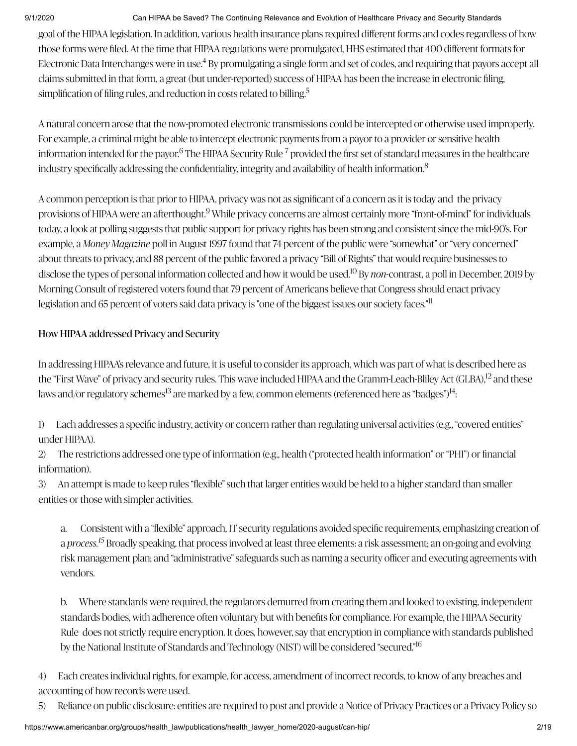goal of the HIPAA legislation. In addition, various health insurance plans required different forms and codes regardless of how those forms were filed. At the time that HIPAA regulations were promulgated, HHS estimated that 400 different formats for Electronic Data Interchanges were in use.[4] By promulgating a single form and set of codes, and requiring that payors accept all claims submitted in that form, a great (but under-reported) success of HIPAA has been the increase in electronic filing, simplification of filing rules, and reduction in costs related to billing.[5]

A natural concern arose that the now-promoted electronic transmissions could be intercepted or otherwise used improperly. For example, a criminal might be able to intercept electronic payments from a payor to a provider or sensitive health information intended for the payor.[6] The HIPAA Security Rule [7] provided the first set of standard measures in the healthcare industry specifically addressing the confidentiality, integrity and availability of health information.[8]

A common perception is that prior to HIPAA, privacy was not as significant of a concern as it is today and the privacy provisions of HIPAA were an afterthought.[9] While privacy concerns are almost certainly more "front-of-mind" for individuals today, a look at polling suggests that public support for privacy rights has been strong and consistent since the mid-90's. For example, a *Money Magazine* poll in August 1997 found that 74 percent of the public were "somewhat" or "very concerned" about threats to privacy, and 88 percent of the public favored a privacy "Bill of Rights" that would require businesses to disclose the types of personal information collected and how it would be used.[10] By *non*-contrast, a poll in December, 2019 by Morning Consult of registered voters found that 79 percent of Americans believe that Congress should enact privacy legislation and 65 percent of voters said data privacy is "one of the biggest issues our society faces."[11]

## How HIPAA addressed Privacy and Security

In addressing HIPAA's relevance and future, it is useful to consider its approach, which was part of what is described here as the "First Wave" of privacy and security rules. This wave included HIPAA and the Gramm-Leach-Bliley Act (GLBA),[12] and these laws and/or regulatory schemes[13] are marked by a few, common elements (referenced here as "badges")[14]:

1) Each addresses a specific industry, activity or concern rather than regulating universal activities (e.g., "covered entities" under HIPAA).

2) The restrictions addressed one type of information (e.g., health ("protected health information" or "PHI") or financial information).

3) An attempt is made to keep rules "flexible" such that larger entities would be held to a higher standard than smaller entities or those with simpler activities.

   a. Consistent with a "flexible" approach, IT security regulations avoided specific requirements, emphasizing creation of a *process.[15]* Broadly speaking, that process involved at least three elements: a risk assessment; an on-going and evolving risk management plan; and "administrative" safeguards such as naming a security officer and executing agreements with vendors.

   b. Where standards were required, the regulators demurred from creating them and looked to existing, independent standards bodies, with adherence often voluntary but with benefits for compliance. For example, the HIPAA Security Rule does not strictly require encryption. It does, however, say that encryption in compliance with standards published by the National Institute of Standards and Technology (NIST) will be considered "secured."[16]

4) Each creates individual rights, for example, for access, amendment of incorrect records, to know of any breaches and accounting of how records were used.

5) Reliance on public disclosure: entities are required to post and provide a Notice of Privacy Practices or a Privacy Policy so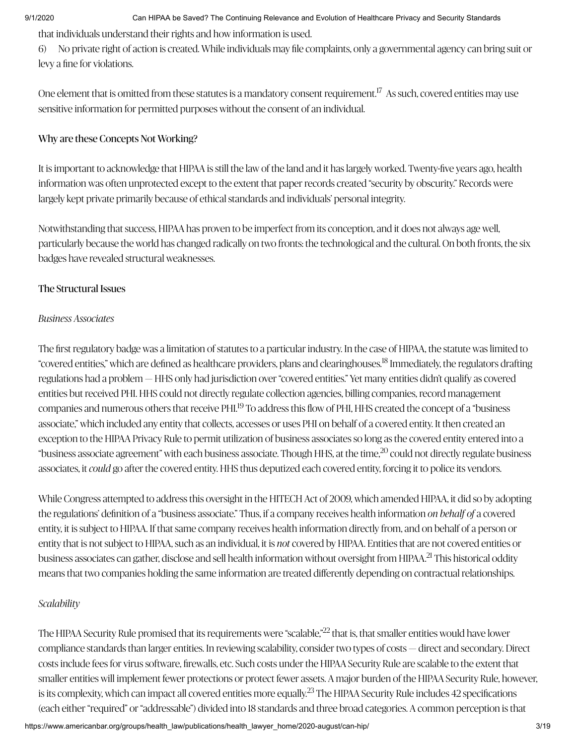that individuals understand their rights and how information is used.

6) No private right of action is created. While individuals may file complaints, only a governmental agency can bring suit or levy a fine for violations.

One element that is omitted from these statutes is a mandatory consent requirement.[17] As such, covered entities may use sensitive information for permitted purposes without the consent of an individual.

### Why are these Concepts Not Working?

It is important to acknowledge that HIPAA is still the law of the land and it has largely worked. Twenty-five years ago, health information was often unprotected except to the extent that paper records created "security by obscurity." Records were largely kept private primarily because of ethical standards and individuals' personal integrity.

Notwithstanding that success, HIPAA has proven to be imperfect from its conception, and it does not always age well, particularly because the world has changed radically on two fronts: the technological and the cultural. On both fronts, the six badges have revealed structural weaknesses.

### The Structural Issues

#### *Business Associates*

The first regulatory badge was a limitation of statutes to a particular industry. In the case of HIPAA, the statute was limited to "covered entities," which are defined as healthcare providers, plans and clearinghouses.[18] Immediately, the regulators drafting regulations had a problem — HHS only had jurisdiction over "covered entities." Yet many entities didn't qualify as covered entities but received PHI. HHS could not directly regulate collection agencies, billing companies, record management companies and numerous others that receive PHI.[19] To address this flow of PHI, HHS created the concept of a "business associate," which included any entity that collects, accesses or uses PHI on behalf of a covered entity. It then created an exception to the HIPAA Privacy Rule to permit utilization of business associates so long as the covered entity entered into a "business associate agreement" with each business associate. Though HHS, at the time,[20] could not directly regulate business associates, it *could* go after the covered entity. HHS thus deputized each covered entity, forcing it to police its vendors.

While Congress attempted to address this oversight in the HITECH Act of 2009, which amended HIPAA, it did so by adopting the regulations' definition of a "business associate." Thus, if a company receives health information *on behalf of* a covered entity, it is subject to HIPAA. If that same company receives health information directly from, and on behalf of a person or entity that is not subject to HIPAA, such as an individual, it is *not* covered by HIPAA. Entities that are not covered entities or business associates can gather, disclose and sell health information without oversight from HIPAA.[21] This historical oddity means that two companies holding the same information are treated differently depending on contractual relationships.

#### *Scalability*

The HIPAA Security Rule promised that its requirements were "scalable,"[22] that is, that smaller entities would have lower compliance standards than larger entities. In reviewing scalability, consider two types of costs — direct and secondary. Direct costs include fees for virus software, firewalls, etc. Such costs under the HIPAA Security Rule are scalable to the extent that smaller entities will implement fewer protections or protect fewer assets. A major burden of the HIPAA Security Rule, however, is its complexity, which can impact all covered entities more equally.[23] The HIPAA Security Rule includes 42 specifications (each either "required" or "addressable") divided into 18 standards and three broad categories. A common perception is that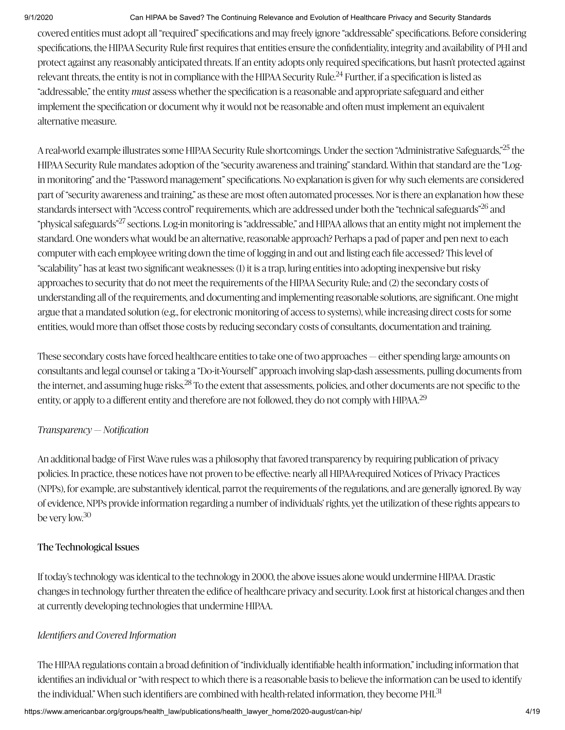covered entities must adopt all "required" specifications and may freely ignore "addressable" specifications. Before considering specifications, the HIPAA Security Rule first requires that entities ensure the confidentiality, integrity and availability of PHI and protect against any reasonably anticipated threats. If an entity adopts only required specifications, but hasn't protected against relevant threats, the entity is not in compliance with the HIPAA Security Rule.[24] Further, if a specification is listed as "addressable," the entity *must* assess whether the specification is a reasonable and appropriate safeguard and either implement the specification or document why it would not be reasonable and often must implement an equivalent alternative measure.

A real-world example illustrates some HIPAA Security Rule shortcomings. Under the section "Administrative Safeguards,"[25] the HIPAA Security Rule mandates adoption of the "security awareness and training" standard. Within that standard are the "Log-in monitoring" and the "Password management" specifications. No explanation is given for why such elements are considered part of "security awareness and training," as these are most often automated processes. Nor is there an explanation how these standards intersect with "Access control" requirements, which are addressed under both the "technical safeguards"[26] and "physical safeguards"[27] sections. Log-in monitoring is "addressable," and HIPAA allows that an entity might not implement the standard. One wonders what would be an alternative, reasonable approach? Perhaps a pad of paper and pen next to each computer with each employee writing down the time of logging in and out and listing each file accessed? This level of "scalability" has at least two significant weaknesses: (1) it is a trap, luring entities into adopting inexpensive but risky approaches to security that do not meet the requirements of the HIPAA Security Rule; and (2) the secondary costs of understanding all of the requirements, and documenting and implementing reasonable solutions, are significant. One might argue that a mandated solution (e.g., for electronic monitoring of access to systems), while increasing direct costs for some entities, would more than offset those costs by reducing secondary costs of consultants, documentation and training.

These secondary costs have forced healthcare entities to take one of two approaches — either spending large amounts on consultants and legal counsel or taking a "Do-it-Yourself" approach involving slap-dash assessments, pulling documents from the internet, and assuming huge risks.[28] To the extent that assessments, policies, and other documents are not specific to the entity, or apply to a different entity and therefore are not followed, they do not comply with HIPAA.[29]

### *Transparency — Notification*

An additional badge of First Wave rules was a philosophy that favored transparency by requiring publication of privacy policies. In practice, these notices have not proven to be effective: nearly all HIPAA-required Notices of Privacy Practices (NPPs), for example, are substantively identical, parrot the requirements of the regulations, and are generally ignored. By way of evidence, NPPs provide information regarding a number of individuals' rights, yet the utilization of these rights appears to be very low.[30]

## The Technological Issues

If today's technology was identical to the technology in 2000, the above issues alone would undermine HIPAA. Drastic changes in technology further threaten the edifice of healthcare privacy and security. Look first at historical changes and then at currently developing technologies that undermine HIPAA.

### *Identifiers and Covered Information*

The HIPAA regulations contain a broad definition of "individually identifiable health information," including information that identifies an individual or "with respect to which there is a reasonable basis to believe the information can be used to identify the individual." When such identifiers are combined with health-related information, they become PHI.[31]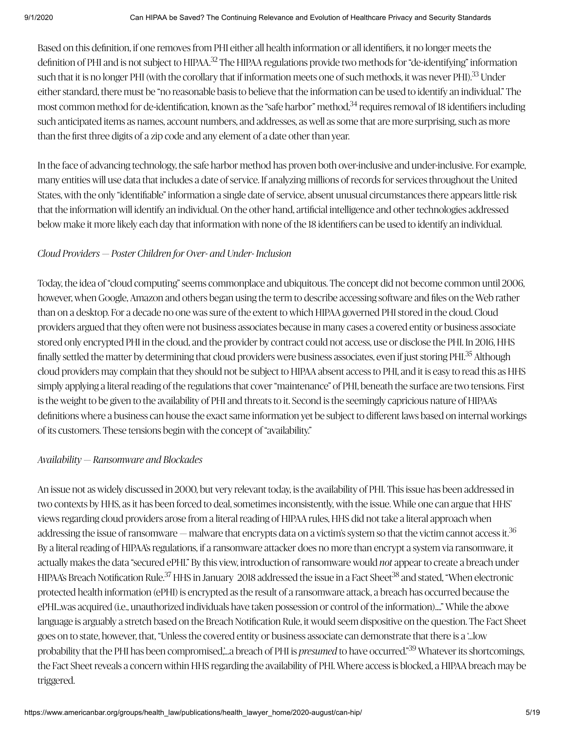Based on this definition, if one removes from PHI either all health information or all identifiers, it no longer meets the definition of PHI and is not subject to HIPAA.[32] The HIPAA regulations provide two methods for "de-identifying" information such that it is no longer PHI (with the corollary that if information meets one of such methods, it was never PHI).[33] Under either standard, there must be "no reasonable basis to believe that the information can be used to identify an individual." The most common method for de-identification, known as the "safe harbor" method,[34] requires removal of 18 identifiers including such anticipated items as names, account numbers, and addresses, as well as some that are more surprising, such as more than the first three digits of a zip code and any element of a date other than year.

In the face of advancing technology, the safe harbor method has proven both over-inclusive and under-inclusive. For example, many entities will use data that includes a date of service. If analyzing millions of records for services throughout the United States, with the only "identifiable" information a single date of service, absent unusual circumstances there appears little risk that the information will identify an individual. On the other hand, artificial intelligence and other technologies addressed below make it more likely each day that information with none of the 18 identifiers can be used to identify an individual.

*Cloud Providers — Poster Children for Over- and Under- Inclusion*

Today, the idea of "cloud computing" seems commonplace and ubiquitous. The concept did not become common until 2006, however, when Google, Amazon and others began using the term to describe accessing software and files on the Web rather than on a desktop. For a decade no one was sure of the extent to which HIPAA governed PHI stored in the cloud. Cloud providers argued that they often were not business associates because in many cases a covered entity or business associate stored only encrypted PHI in the cloud, and the provider by contract could not access, use or disclose the PHI. In 2016, HHS finally settled the matter by determining that cloud providers were business associates, even if just storing PHI.[35] Although cloud providers may complain that they should not be subject to HIPAA absent access to PHI, and it is easy to read this as HHS simply applying a literal reading of the regulations that cover "maintenance" of PHI, beneath the surface are two tensions. First is the weight to be given to the availability of PHI and threats to it. Second is the seemingly capricious nature of HIPAA's definitions where a business can house the exact same information yet be subject to different laws based on internal workings of its customers. These tensions begin with the concept of "availability."

*Availability — Ransomware and Blockades*

An issue not as widely discussed in 2000, but very relevant today, is the availability of PHI. This issue has been addressed in two contexts by HHS, as it has been forced to deal, sometimes inconsistently, with the issue. While one can argue that HHS' views regarding cloud providers arose from a literal reading of HIPAA rules, HHS did not take a literal approach when addressing the issue of ransomware — malware that encrypts data on a victim's system so that the victim cannot access it.[36] By a literal reading of HIPAA's regulations, if a ransomware attacker does no more than encrypt a system via ransomware, it actually makes the data "secured ePHI." By this view, introduction of ransomware would *not* appear to create a breach under HIPAA's Breach Notification Rule.[37] HHS in January 2018 addressed the issue in a Fact Sheet[38] and stated, "When electronic protected health information (ePHI) is encrypted as the result of a ransomware attack, a breach has occurred because the ePHI...was acquired (i.e., unauthorized individuals have taken possession or control of the information)...." While the above language is arguably a stretch based on the Breach Notification Rule, it would seem dispositive on the question. The Fact Sheet goes on to state, however, that, "Unless the covered entity or business associate can demonstrate that there is a '...low probability that the PHI has been compromised,'...a breach of PHI is *presumed* to have occurred."[39] Whatever its shortcomings, the Fact Sheet reveals a concern within HHS regarding the availability of PHI. Where access is blocked, a HIPAA breach may be triggered.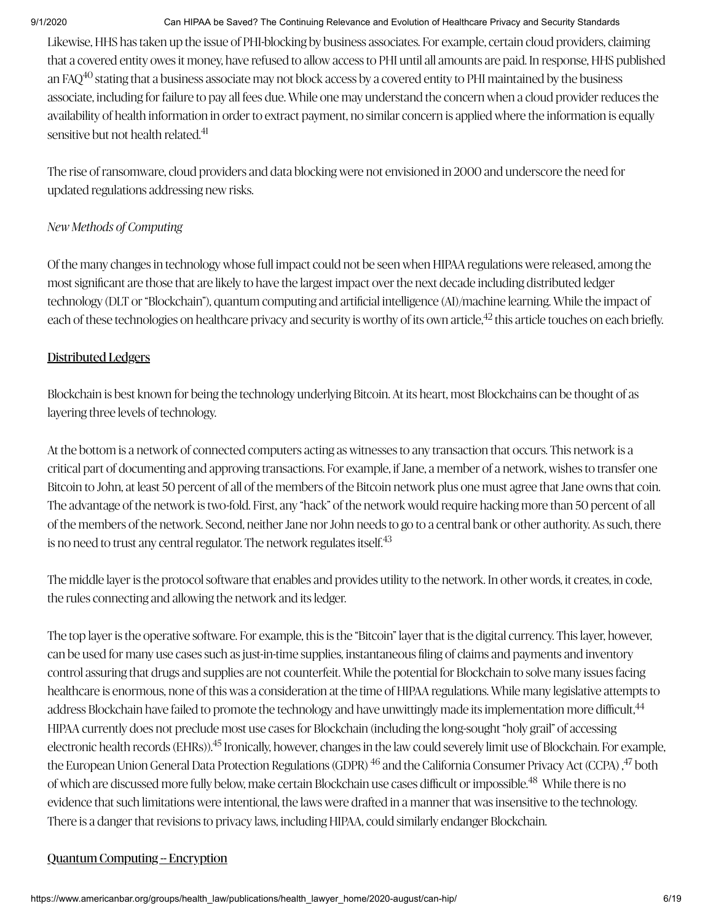Likewise, HHS has taken up the issue of PHI-blocking by business associates. For example, certain cloud providers, claiming that a covered entity owes it money, have refused to allow access to PHI until all amounts are paid. In response, HHS published an FAQ[40] stating that a business associate may not block access by a covered entity to PHI maintained by the business associate, including for failure to pay all fees due. While one may understand the concern when a cloud provider reduces the availability of health information in order to extract payment, no similar concern is applied where the information is equally sensitive but not health related.[41]

The rise of ransomware, cloud providers and data blocking were not envisioned in 2000 and underscore the need for updated regulations addressing new risks.

*New Methods of Computing*

Of the many changes in technology whose full impact could not be seen when HIPAA regulations were released, among the most significant are those that are likely to have the largest impact over the next decade including distributed ledger technology (DLT or "Blockchain"), quantum computing and artificial intelligence (AI)/machine learning. While the impact of each of these technologies on healthcare privacy and security is worthy of its own article,[42] this article touches on each briefly.

<u>Distributed Ledgers</u>

Blockchain is best known for being the technology underlying Bitcoin. At its heart, most Blockchains can be thought of as layering three levels of technology.

At the bottom is a network of connected computers acting as witnesses to any transaction that occurs. This network is a critical part of documenting and approving transactions. For example, if Jane, a member of a network, wishes to transfer one Bitcoin to John, at least 50 percent of all of the members of the Bitcoin network plus one must agree that Jane owns that coin. The advantage of the network is two-fold. First, any "hack" of the network would require hacking more than 50 percent of all of the members of the network. Second, neither Jane nor John needs to go to a central bank or other authority. As such, there is no need to trust any central regulator. The network regulates itself.[43]

The middle layer is the protocol software that enables and provides utility to the network. In other words, it creates, in code, the rules connecting and allowing the network and its ledger.

The top layer is the operative software. For example, this is the "Bitcoin" layer that is the digital currency. This layer, however, can be used for many use cases such as just-in-time supplies, instantaneous filing of claims and payments and inventory control assuring that drugs and supplies are not counterfeit. While the potential for Blockchain to solve many issues facing healthcare is enormous, none of this was a consideration at the time of HIPAA regulations. While many legislative attempts to address Blockchain have failed to promote the technology and have unwittingly made its implementation more difficult,[44] HIPAA currently does not preclude most use cases for Blockchain (including the long-sought "holy grail" of accessing electronic health records (EHRs)).[45] Ironically, however, changes in the law could severely limit use of Blockchain. For example, the European Union General Data Protection Regulations (GDPR) [46] and the California Consumer Privacy Act (CCPA) ,[47] both of which are discussed more fully below, make certain Blockchain use cases difficult or impossible.[48] While there is no evidence that such limitations were intentional, the laws were drafted in a manner that was insensitive to the technology. There is a danger that revisions to privacy laws, including HIPAA, could similarly endanger Blockchain.

<u>Quantum Computing – Encryption</u>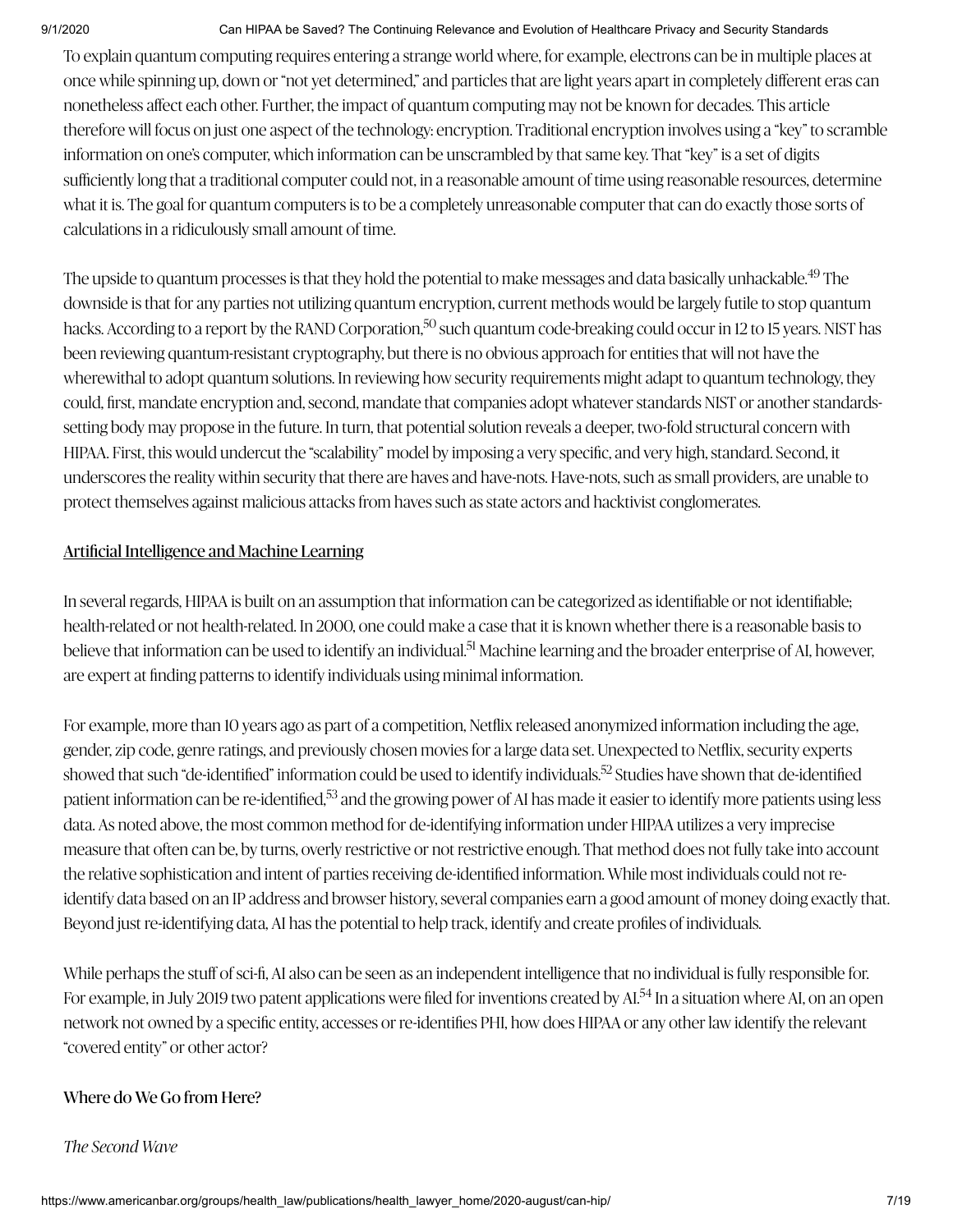To explain quantum computing requires entering a strange world where, for example, electrons can be in multiple places at once while spinning up, down or "not yet determined," and particles that are light years apart in completely different eras can nonetheless affect each other. Further, the impact of quantum computing may not be known for decades. This article therefore will focus on just one aspect of the technology: encryption. Traditional encryption involves using a "key" to scramble information on one's computer, which information can be unscrambled by that same key. That "key" is a set of digits sufficiently long that a traditional computer could not, in a reasonable amount of time using reasonable resources, determine what it is. The goal for quantum computers is to be a completely unreasonable computer that can do exactly those sorts of calculations in a ridiculously small amount of time.

The upside to quantum processes is that they hold the potential to make messages and data basically unhackable.[49] The downside is that for any parties not utilizing quantum encryption, current methods would be largely futile to stop quantum hacks. According to a report by the RAND Corporation,[50] such quantum code-breaking could occur in 12 to 15 years. NIST has been reviewing quantum-resistant cryptography, but there is no obvious approach for entities that will not have the wherewithal to adopt quantum solutions. In reviewing how security requirements might adapt to quantum technology, they could, first, mandate encryption and, second, mandate that companies adopt whatever standards NIST or another standards-setting body may propose in the future. In turn, that potential solution reveals a deeper, two-fold structural concern with HIPAA. First, this would undercut the "scalability" model by imposing a very specific, and very high, standard. Second, it underscores the reality within security that there are haves and have-nots. Have-nots, such as small providers, are unable to protect themselves against malicious attacks from haves such as state actors and hacktivist conglomerates.

### Artificial Intelligence and Machine Learning

In several regards, HIPAA is built on an assumption that information can be categorized as identifiable or not identifiable; health-related or not health-related. In 2000, one could make a case that it is known whether there is a reasonable basis to believe that information can be used to identify an individual.[51] Machine learning and the broader enterprise of AI, however, are expert at finding patterns to identify individuals using minimal information.

For example, more than 10 years ago as part of a competition, Netflix released anonymized information including the age, gender, zip code, genre ratings, and previously chosen movies for a large data set. Unexpected to Netflix, security experts showed that such "de-identified" information could be used to identify individuals.[52] Studies have shown that de-identified patient information can be re-identified,[53] and the growing power of AI has made it easier to identify more patients using less data. As noted above, the most common method for de-identifying information under HIPAA utilizes a very imprecise measure that often can be, by turns, overly restrictive or not restrictive enough. That method does not fully take into account the relative sophistication and intent of parties receiving de-identified information. While most individuals could not re-identify data based on an IP address and browser history, several companies earn a good amount of money doing exactly that. Beyond just re-identifying data, AI has the potential to help track, identify and create profiles of individuals.

While perhaps the stuff of sci-fi, AI also can be seen as an independent intelligence that no individual is fully responsible for. For example, in July 2019 two patent applications were filed for inventions created by AI.[54] In a situation where AI, on an open network not owned by a specific entity, accesses or re-identifies PHI, how does HIPAA or any other law identify the relevant "covered entity" or other actor?

## Where do We Go from Here?

*The Second Wave*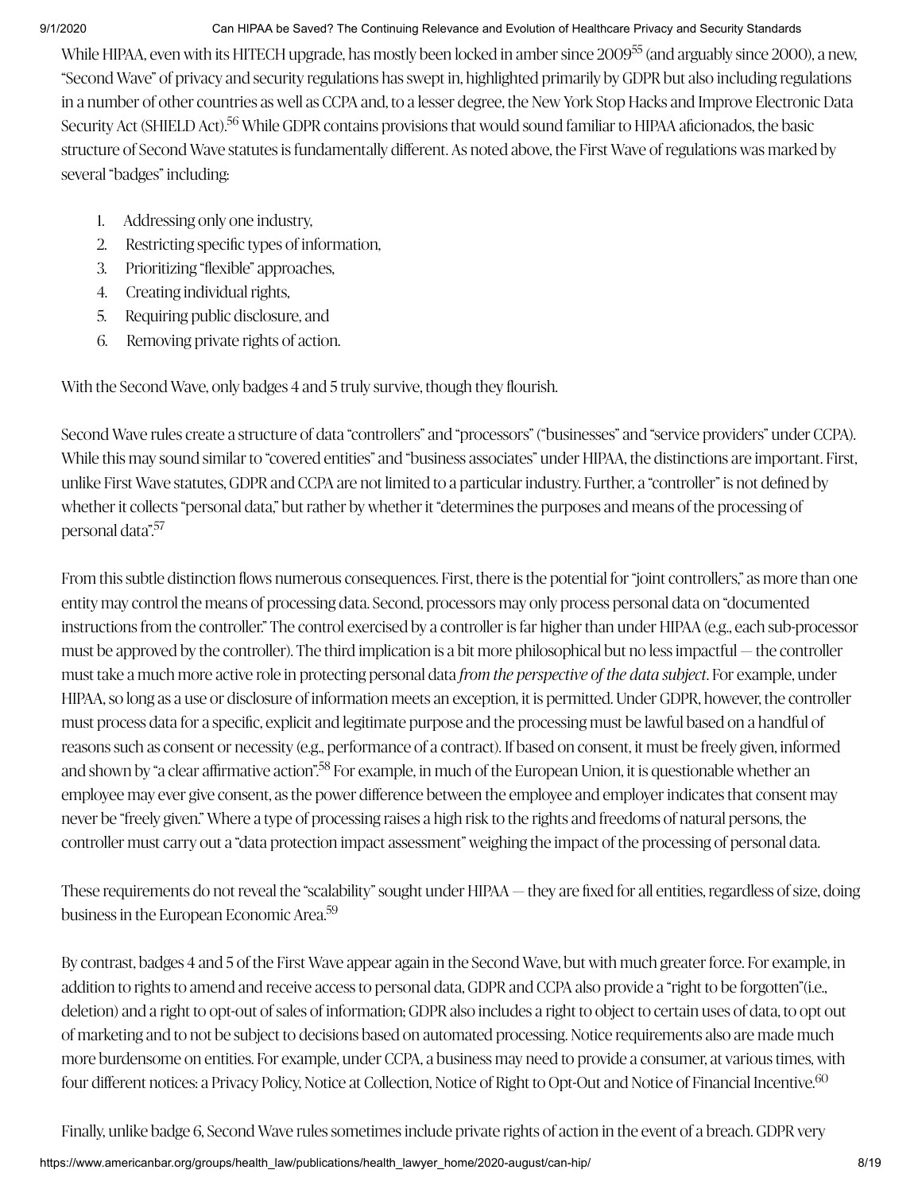While HIPAA, even with its HITECH upgrade, has mostly been locked in amber since 2009[55] (and arguably since 2000), a new, "Second Wave" of privacy and security regulations has swept in, highlighted primarily by GDPR but also including regulations in a number of other countries as well as CCPA and, to a lesser degree, the New York Stop Hacks and Improve Electronic Data Security Act (SHIELD Act).[56] While GDPR contains provisions that would sound familiar to HIPAA aficionados, the basic structure of Second Wave statutes is fundamentally different. As noted above, the First Wave of regulations was marked by several "badges" including:

1. Addressing only one industry,
2. Restricting specific types of information,
3. Prioritizing "flexible" approaches,
4. Creating individual rights,
5. Requiring public disclosure, and
6. Removing private rights of action.

With the Second Wave, only badges 4 and 5 truly survive, though they flourish.

Second Wave rules create a structure of data "controllers" and "processors" ("businesses" and "service providers" under CCPA). While this may sound similar to "covered entities" and "business associates" under HIPAA, the distinctions are important. First, unlike First Wave statutes, GDPR and CCPA are not limited to a particular industry. Further, a "controller" is not defined by whether it collects "personal data," but rather by whether it "determines the purposes and means of the processing of personal data".[57]

From this subtle distinction flows numerous consequences. First, there is the potential for "joint controllers," as more than one entity may control the means of processing data. Second, processors may only process personal data on "documented instructions from the controller." The control exercised by a controller is far higher than under HIPAA (e.g., each sub-processor must be approved by the controller). The third implication is a bit more philosophical but no less impactful — the controller must take a much more active role in protecting personal data *from the perspective of the data subject*. For example, under HIPAA, so long as a use or disclosure of information meets an exception, it is permitted. Under GDPR, however, the controller must process data for a specific, explicit and legitimate purpose and the processing must be lawful based on a handful of reasons such as consent or necessity (e.g., performance of a contract). If based on consent, it must be freely given, informed and shown by "a clear affirmative action".[58] For example, in much of the European Union, it is questionable whether an employee may ever give consent, as the power difference between the employee and employer indicates that consent may never be "freely given." Where a type of processing raises a high risk to the rights and freedoms of natural persons, the controller must carry out a "data protection impact assessment" weighing the impact of the processing of personal data.

These requirements do not reveal the "scalability" sought under HIPAA — they are fixed for all entities, regardless of size, doing business in the European Economic Area.[59]

By contrast, badges 4 and 5 of the First Wave appear again in the Second Wave, but with much greater force. For example, in addition to rights to amend and receive access to personal data, GDPR and CCPA also provide a "right to be forgotten"(i.e., deletion) and a right to opt-out of sales of information; GDPR also includes a right to object to certain uses of data, to opt out of marketing and to not be subject to decisions based on automated processing. Notice requirements also are made much more burdensome on entities. For example, under CCPA, a business may need to provide a consumer, at various times, with four different notices: a Privacy Policy, Notice at Collection, Notice of Right to Opt-Out and Notice of Financial Incentive.[60]

Finally, unlike badge 6, Second Wave rules sometimes include private rights of action in the event of a breach. GDPR very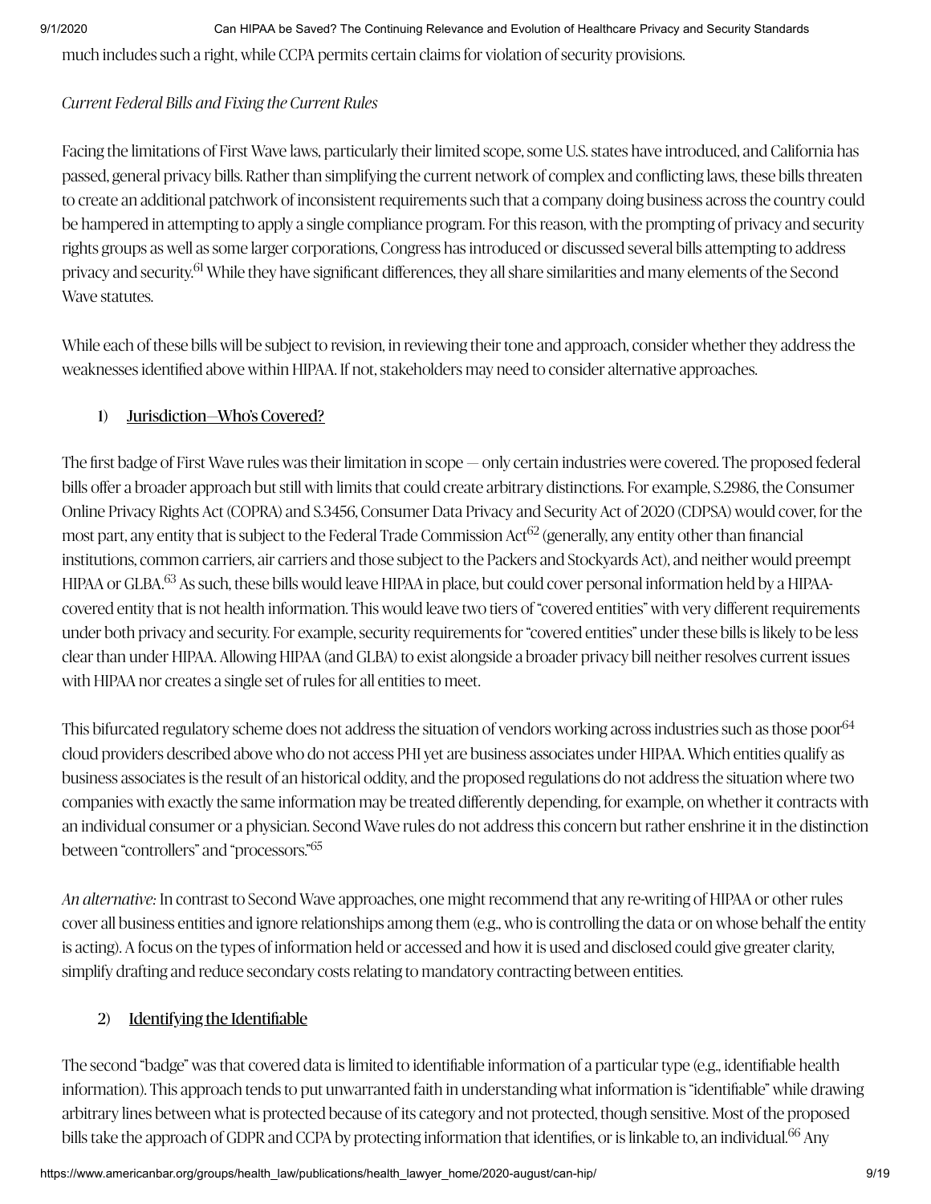much includes such a right, while CCPA permits certain claims for violation of security provisions.

*Current Federal Bills and Fixing the Current Rules*

Facing the limitations of First Wave laws, particularly their limited scope, some U.S. states have introduced, and California has passed, general privacy bills. Rather than simplifying the current network of complex and conflicting laws, these bills threaten to create an additional patchwork of inconsistent requirements such that a company doing business across the country could be hampered in attempting to apply a single compliance program. For this reason, with the prompting of privacy and security rights groups as well as some larger corporations, Congress has introduced or discussed several bills attempting to address privacy and security.[61] While they have significant differences, they all share similarities and many elements of the Second Wave statutes.

While each of these bills will be subject to revision, in reviewing their tone and approach, consider whether they address the weaknesses identified above within HIPAA. If not, stakeholders may need to consider alternative approaches.

1) Jurisdiction—Who's Covered?

The first badge of First Wave rules was their limitation in scope — only certain industries were covered. The proposed federal bills offer a broader approach but still with limits that could create arbitrary distinctions. For example, S.2986, the Consumer Online Privacy Rights Act (COPRA) and S.3456, Consumer Data Privacy and Security Act of 2020 (CDPSA) would cover, for the most part, any entity that is subject to the Federal Trade Commission Act[62] (generally, any entity other than financial institutions, common carriers, air carriers and those subject to the Packers and Stockyards Act), and neither would preempt HIPAA or GLBA.[63] As such, these bills would leave HIPAA in place, but could cover personal information held by a HIPAA-covered entity that is not health information. This would leave two tiers of "covered entities" with very different requirements under both privacy and security. For example, security requirements for "covered entities" under these bills is likely to be less clear than under HIPAA. Allowing HIPAA (and GLBA) to exist alongside a broader privacy bill neither resolves current issues with HIPAA nor creates a single set of rules for all entities to meet.

This bifurcated regulatory scheme does not address the situation of vendors working across industries such as those poor[64] cloud providers described above who do not access PHI yet are business associates under HIPAA. Which entities qualify as business associates is the result of an historical oddity, and the proposed regulations do not address the situation where two companies with exactly the same information may be treated differently depending, for example, on whether it contracts with an individual consumer or a physician. Second Wave rules do not address this concern but rather enshrine it in the distinction between "controllers" and "processors."[65]

*An alternative:* In contrast to Second Wave approaches, one might recommend that any re-writing of HIPAA or other rules cover all business entities and ignore relationships among them (e.g., who is controlling the data or on whose behalf the entity is acting). A focus on the types of information held or accessed and how it is used and disclosed could give greater clarity, simplify drafting and reduce secondary costs relating to mandatory contracting between entities.

2) Identifying the Identifiable

The second "badge" was that covered data is limited to identifiable information of a particular type (e.g., identifiable health information). This approach tends to put unwarranted faith in understanding what information is "identifiable" while drawing arbitrary lines between what is protected because of its category and not protected, though sensitive. Most of the proposed bills take the approach of GDPR and CCPA by protecting information that identifies, or is linkable to, an individual.[66] Any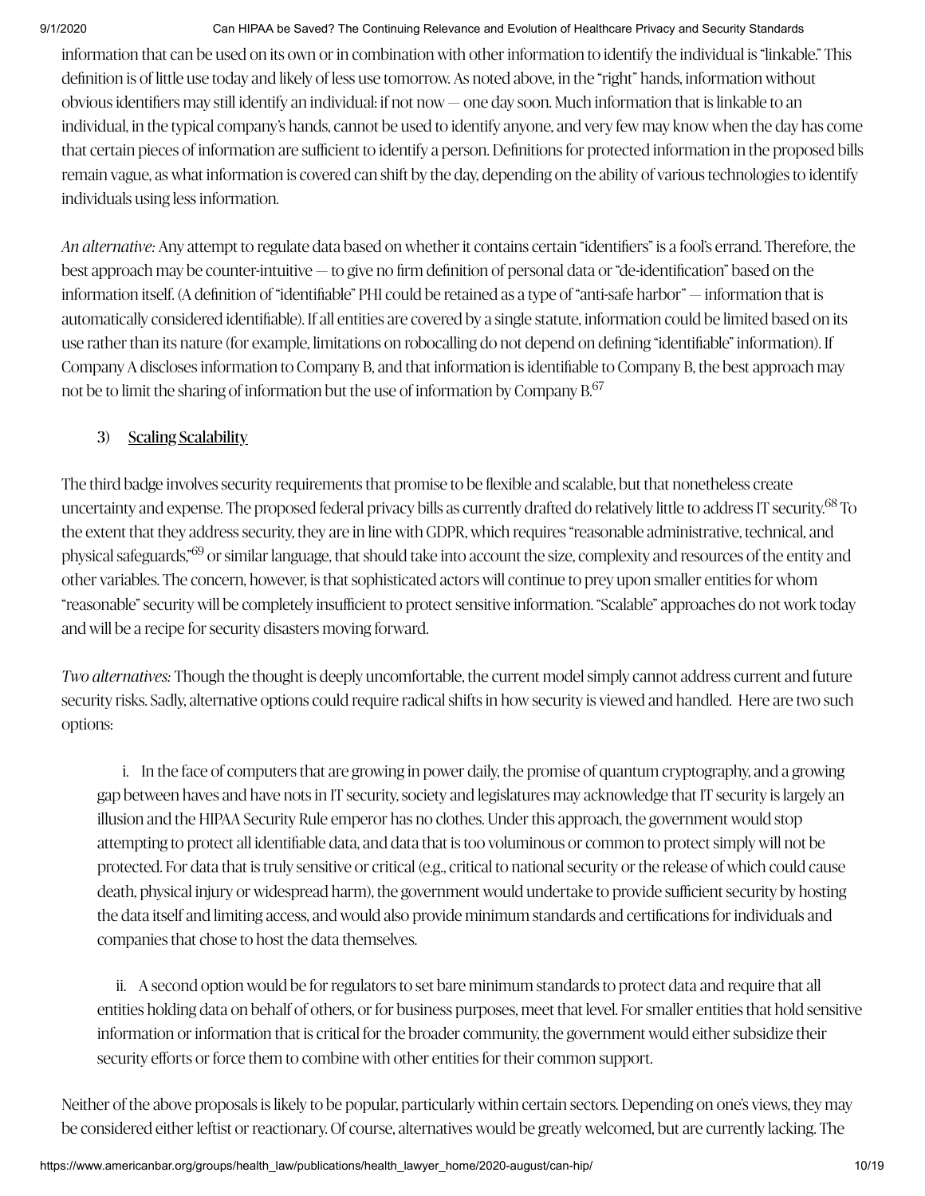information that can be used on its own or in combination with other information to identify the individual is "linkable." This definition is of little use today and likely of less use tomorrow. As noted above, in the "right" hands, information without obvious identifiers may still identify an individual: if not now — one day soon. Much information that is linkable to an individual, in the typical company's hands, cannot be used to identify anyone, and very few may know when the day has come that certain pieces of information are sufficient to identify a person. Definitions for protected information in the proposed bills remain vague, as what information is covered can shift by the day, depending on the ability of various technologies to identify individuals using less information.

*An alternative:* Any attempt to regulate data based on whether it contains certain "identifiers" is a fool's errand. Therefore, the best approach may be counter-intuitive — to give no firm definition of personal data or "de-identification" based on the information itself. (A definition of "identifiable" PHI could be retained as a type of "anti-safe harbor" — information that is automatically considered identifiable). If all entities are covered by a single statute, information could be limited based on its use rather than its nature (for example, limitations on robocalling do not depend on defining "identifiable" information). If Company A discloses information to Company B, and that information is identifiable to Company B, the best approach may not be to limit the sharing of information but the use of information by Company B.[67]

### 3) Scaling Scalability

The third badge involves security requirements that promise to be flexible and scalable, but that nonetheless create uncertainty and expense. The proposed federal privacy bills as currently drafted do relatively little to address IT security.[68] To the extent that they address security, they are in line with GDPR, which requires "reasonable administrative, technical, and physical safeguards,"[69] or similar language, that should take into account the size, complexity and resources of the entity and other variables. The concern, however, is that sophisticated actors will continue to prey upon smaller entities for whom "reasonable" security will be completely insufficient to protect sensitive information. "Scalable" approaches do not work today and will be a recipe for security disasters moving forward.

*Two alternatives:* Though the thought is deeply uncomfortable, the current model simply cannot address current and future security risks. Sadly, alternative options could require radical shifts in how security is viewed and handled. Here are two such options:

i. In the face of computers that are growing in power daily, the promise of quantum cryptography, and a growing gap between haves and have nots in IT security, society and legislatures may acknowledge that IT security is largely an illusion and the HIPAA Security Rule emperor has no clothes. Under this approach, the government would stop attempting to protect all identifiable data, and data that is too voluminous or common to protect simply will not be protected. For data that is truly sensitive or critical (e.g., critical to national security or the release of which could cause death, physical injury or widespread harm), the government would undertake to provide sufficient security by hosting the data itself and limiting access, and would also provide minimum standards and certifications for individuals and companies that chose to host the data themselves.

ii. A second option would be for regulators to set bare minimum standards to protect data and require that all entities holding data on behalf of others, or for business purposes, meet that level. For smaller entities that hold sensitive information or information that is critical for the broader community, the government would either subsidize their security efforts or force them to combine with other entities for their common support.

Neither of the above proposals is likely to be popular, particularly within certain sectors. Depending on one's views, they may be considered either leftist or reactionary. Of course, alternatives would be greatly welcomed, but are currently lacking. The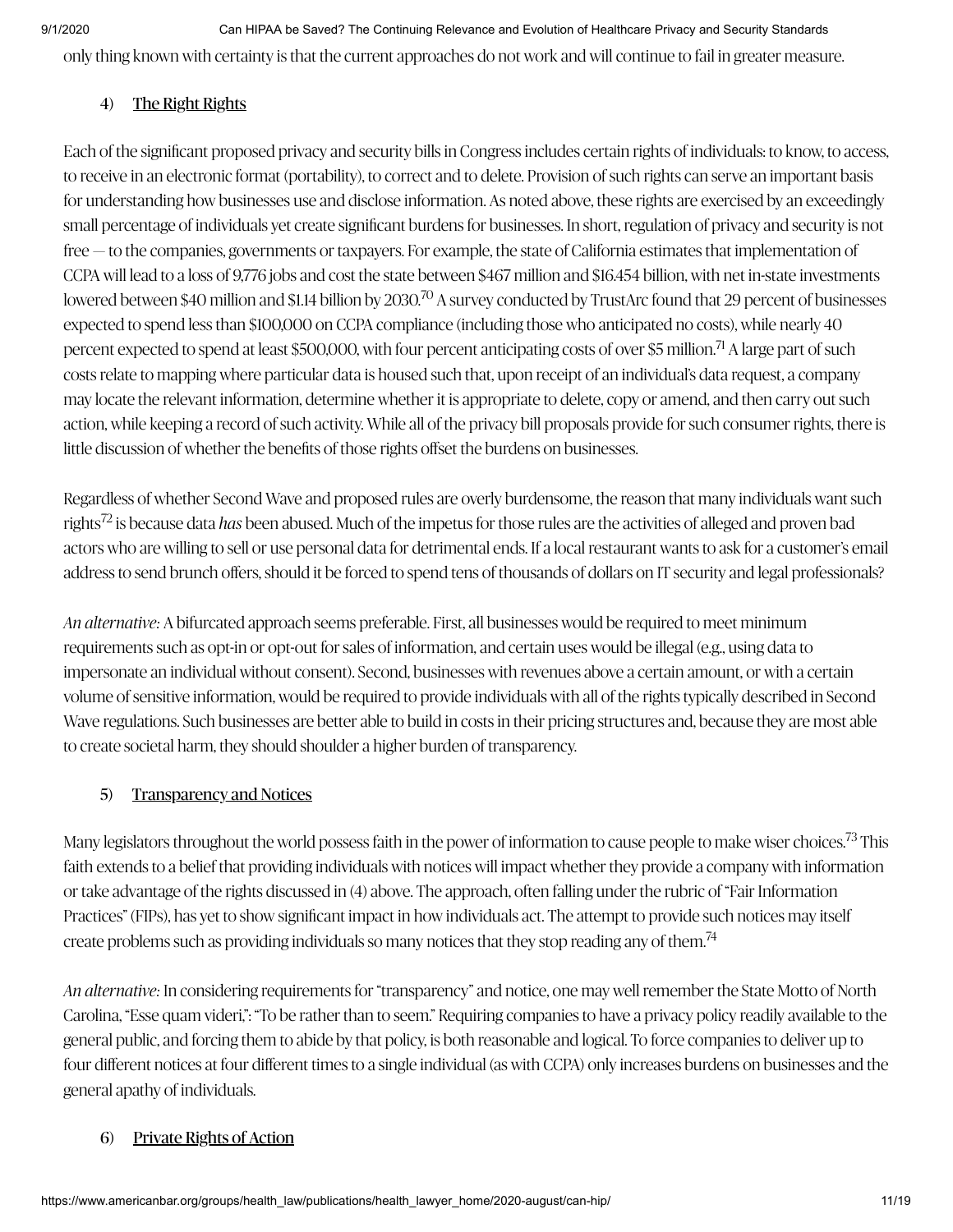only thing known with certainty is that the current approaches do not work and will continue to fail in greater measure.

4) The Right Rights

Each of the significant proposed privacy and security bills in Congress includes certain rights of individuals: to know, to access, to receive in an electronic format (portability), to correct and to delete. Provision of such rights can serve an important basis for understanding how businesses use and disclose information. As noted above, these rights are exercised by an exceedingly small percentage of individuals yet create significant burdens for businesses. In short, regulation of privacy and security is not free — to the companies, governments or taxpayers. For example, the state of California estimates that implementation of CCPA will lead to a loss of 9,776 jobs and cost the state between $467 million and $16.454 billion, with net in-state investments lowered between $40 million and $1.14 billion by 2030.[70] A survey conducted by TrustArc found that 29 percent of businesses expected to spend less than $100,000 on CCPA compliance (including those who anticipated no costs), while nearly 40 percent expected to spend at least $500,000, with four percent anticipating costs of over $5 million.[71] A large part of such costs relate to mapping where particular data is housed such that, upon receipt of an individual's data request, a company may locate the relevant information, determine whether it is appropriate to delete, copy or amend, and then carry out such action, while keeping a record of such activity. While all of the privacy bill proposals provide for such consumer rights, there is little discussion of whether the benefits of those rights offset the burdens on businesses.

Regardless of whether Second Wave and proposed rules are overly burdensome, the reason that many individuals want such rights[72] is because data *has* been abused. Much of the impetus for those rules are the activities of alleged and proven bad actors who are willing to sell or use personal data for detrimental ends. If a local restaurant wants to ask for a customer's email address to send brunch offers, should it be forced to spend tens of thousands of dollars on IT security and legal professionals?

*An alternative:* A bifurcated approach seems preferable. First, all businesses would be required to meet minimum requirements such as opt-in or opt-out for sales of information, and certain uses would be illegal (e.g., using data to impersonate an individual without consent). Second, businesses with revenues above a certain amount, or with a certain volume of sensitive information, would be required to provide individuals with all of the rights typically described in Second Wave regulations. Such businesses are better able to build in costs in their pricing structures and, because they are most able to create societal harm, they should shoulder a higher burden of transparency.

5) Transparency and Notices

Many legislators throughout the world possess faith in the power of information to cause people to make wiser choices.[73] This faith extends to a belief that providing individuals with notices will impact whether they provide a company with information or take advantage of the rights discussed in (4) above. The approach, often falling under the rubric of "Fair Information Practices" (FIPs), has yet to show significant impact in how individuals act. The attempt to provide such notices may itself create problems such as providing individuals so many notices that they stop reading any of them.[74]

*An alternative:* In considering requirements for "transparency" and notice, one may well remember the State Motto of North Carolina, "Esse quam videri,": "To be rather than to seem." Requiring companies to have a privacy policy readily available to the general public, and forcing them to abide by that policy, is both reasonable and logical. To force companies to deliver up to four different notices at four different times to a single individual (as with CCPA) only increases burdens on businesses and the general apathy of individuals.

6) Private Rights of Action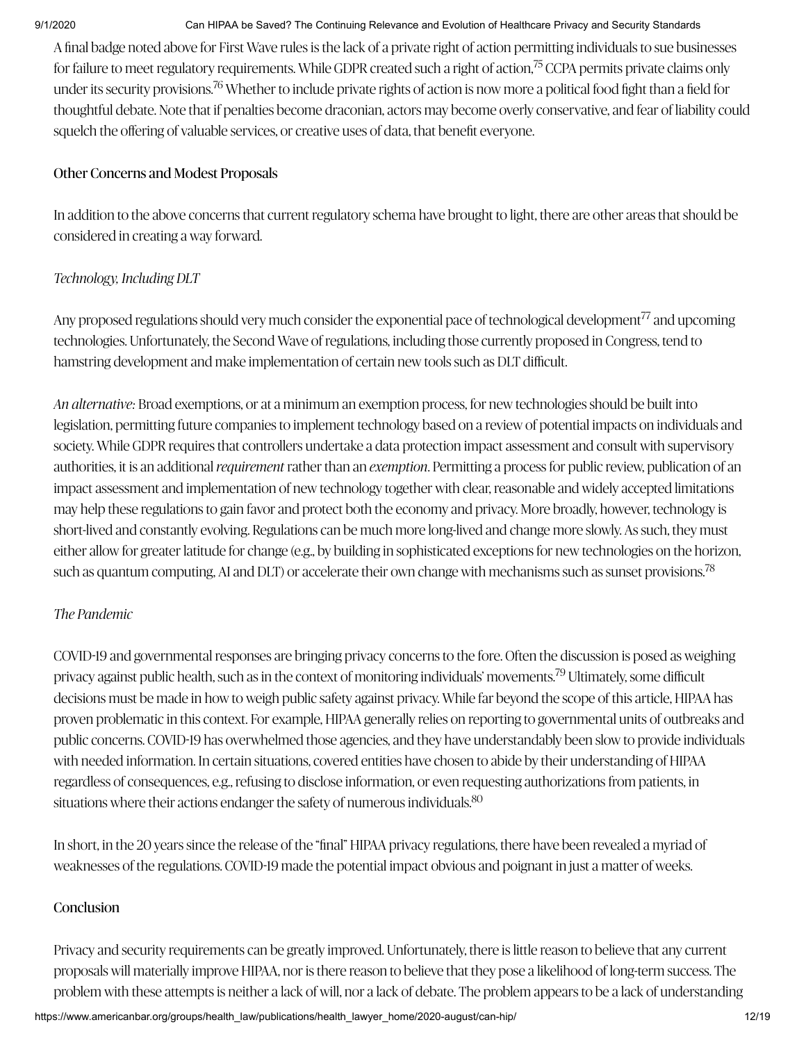A final badge noted above for First Wave rules is the lack of a private right of action permitting individuals to sue businesses for failure to meet regulatory requirements. While GDPR created such a right of action,[75] CCPA permits private claims only under its security provisions.[76] Whether to include private rights of action is now more a political food fight than a field for thoughtful debate. Note that if penalties become draconian, actors may become overly conservative, and fear of liability could squelch the offering of valuable services, or creative uses of data, that benefit everyone.

## Other Concerns and Modest Proposals

In addition to the above concerns that current regulatory schema have brought to light, there are other areas that should be considered in creating a way forward.

### *Technology, Including DLT*

Any proposed regulations should very much consider the exponential pace of technological development[77] and upcoming technologies. Unfortunately, the Second Wave of regulations, including those currently proposed in Congress, tend to hamstring development and make implementation of certain new tools such as DLT difficult.

*An alternative:* Broad exemptions, or at a minimum an exemption process, for new technologies should be built into legislation, permitting future companies to implement technology based on a review of potential impacts on individuals and society. While GDPR requires that controllers undertake a data protection impact assessment and consult with supervisory authorities, it is an additional *requirement* rather than an *exemption*. Permitting a process for public review, publication of an impact assessment and implementation of new technology together with clear, reasonable and widely accepted limitations may help these regulations to gain favor and protect both the economy and privacy. More broadly, however, technology is short-lived and constantly evolving. Regulations can be much more long-lived and change more slowly. As such, they must either allow for greater latitude for change (e.g., by building in sophisticated exceptions for new technologies on the horizon, such as quantum computing, AI and DLT) or accelerate their own change with mechanisms such as sunset provisions.[78]

### *The Pandemic*

COVID-19 and governmental responses are bringing privacy concerns to the fore. Often the discussion is posed as weighing privacy against public health, such as in the context of monitoring individuals' movements.[79] Ultimately, some difficult decisions must be made in how to weigh public safety against privacy. While far beyond the scope of this article, HIPAA has proven problematic in this context. For example, HIPAA generally relies on reporting to governmental units of outbreaks and public concerns. COVID-19 has overwhelmed those agencies, and they have understandably been slow to provide individuals with needed information. In certain situations, covered entities have chosen to abide by their understanding of HIPAA regardless of consequences, e.g., refusing to disclose information, or even requesting authorizations from patients, in situations where their actions endanger the safety of numerous individuals.[80]

In short, in the 20 years since the release of the "final" HIPAA privacy regulations, there have been revealed a myriad of weaknesses of the regulations. COVID-19 made the potential impact obvious and poignant in just a matter of weeks.

## Conclusion

Privacy and security requirements can be greatly improved. Unfortunately, there is little reason to believe that any current proposals will materially improve HIPAA, nor is there reason to believe that they pose a likelihood of long-term success. The problem with these attempts is neither a lack of will, nor a lack of debate. The problem appears to be a lack of understanding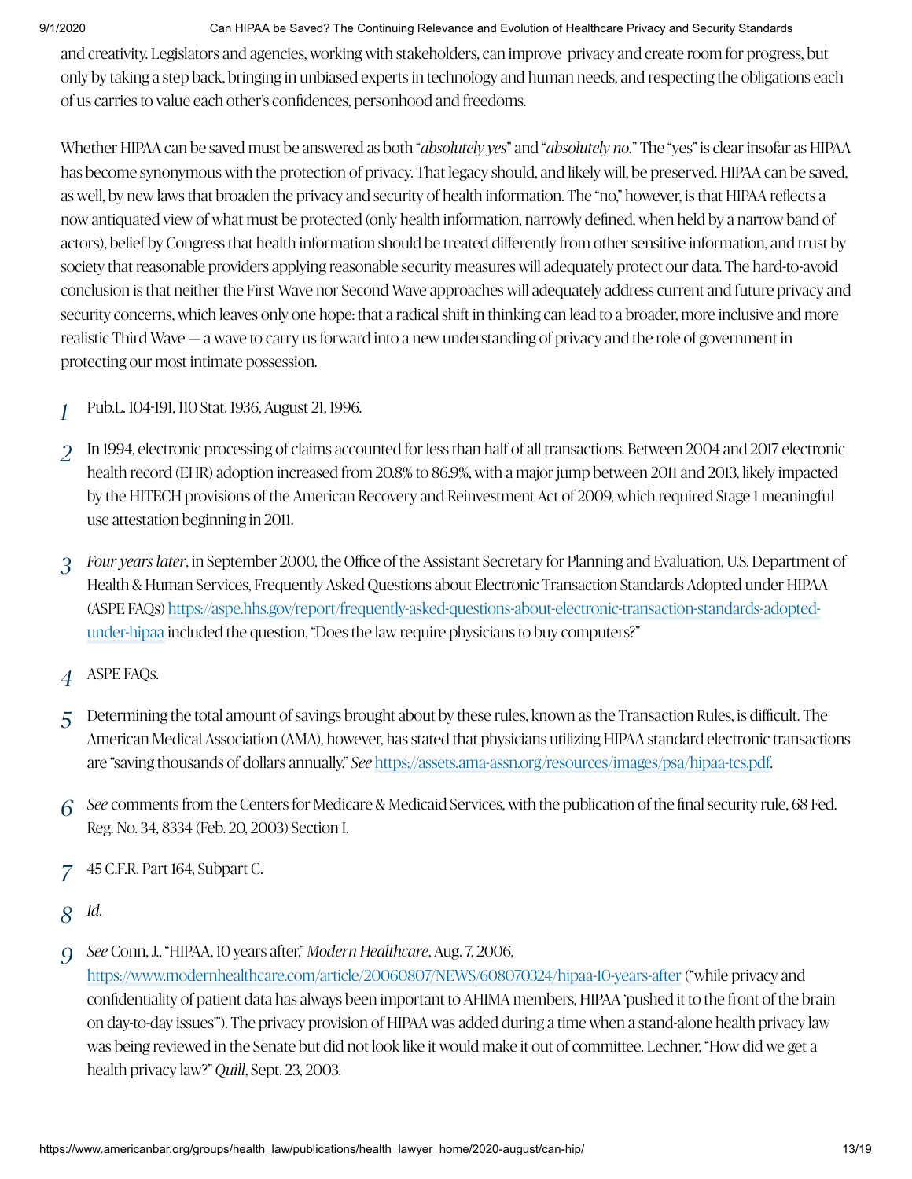and creativity. Legislators and agencies, working with stakeholders, can improve privacy and create room for progress, but only by taking a step back, bringing in unbiased experts in technology and human needs, and respecting the obligations each of us carries to value each other's confidences, personhood and freedoms.

Whether HIPAA can be saved must be answered as both "*absolutely yes*" and "*absolutely no.*" The "yes" is clear insofar as HIPAA has become synonymous with the protection of privacy. That legacy should, and likely will, be preserved. HIPAA can be saved, as well, by new laws that broaden the privacy and security of health information. The "no," however, is that HIPAA reflects a now antiquated view of what must be protected (only health information, narrowly defined, when held by a narrow band of actors), belief by Congress that health information should be treated differently from other sensitive information, and trust by society that reasonable providers applying reasonable security measures will adequately protect our data. The hard-to-avoid conclusion is that neither the First Wave nor Second Wave approaches will adequately address current and future privacy and security concerns, which leaves only one hope: that a radical shift in thinking can lead to a broader, more inclusive and more realistic Third Wave — a wave to carry us forward into a new understanding of privacy and the role of government in protecting our most intimate possession.

1. Pub.L. 104-191, 110 Stat. 1936, August 21, 1996.

2. In 1994, electronic processing of claims accounted for less than half of all transactions. Between 2004 and 2017 electronic health record (EHR) adoption increased from 20.8% to 86.9%, with a major jump between 2011 and 2013, likely impacted by the HITECH provisions of the American Recovery and Reinvestment Act of 2009, which required Stage 1 meaningful use attestation beginning in 2011.

3. *Four years later*, in September 2000, the Office of the Assistant Secretary for Planning and Evaluation, U.S. Department of Health & Human Services, Frequently Asked Questions about Electronic Transaction Standards Adopted under HIPAA (ASPE FAQs) https://aspe.hhs.gov/report/frequently-asked-questions-about-electronic-transaction-standards-adopted-under-hipaa included the question, "Does the law require physicians to buy computers?"

4. ASPE FAQs.

5. Determining the total amount of savings brought about by these rules, known as the Transaction Rules, is difficult. The American Medical Association (AMA), however, has stated that physicians utilizing HIPAA standard electronic transactions are "saving thousands of dollars annually." *See* https://assets.ama-assn.org/resources/images/psa/hipaa-tcs.pdf.

6. *See* comments from the Centers for Medicare & Medicaid Services, with the publication of the final security rule, 68 Fed. Reg. No. 34, 8334 (Feb. 20, 2003) Section I.

7. 45 C.F.R. Part 164, Subpart C.

8. *Id.*

9. *See* Conn, J., "HIPAA, 10 years after," *Modern Healthcare*, Aug. 7, 2006, https://www.modernhealthcare.com/article/20060807/NEWS/608070324/hipaa-10-years-after ("while privacy and confidentiality of patient data has always been important to AHIMA members, HIPAA 'pushed it to the front of the brain on day-to-day issues'"). The privacy provision of HIPAA was added during a time when a stand-alone health privacy law was being reviewed in the Senate but did not look like it would make it out of committee. Lechner, "How did we get a health privacy law?" *Quill*, Sept. 23, 2003.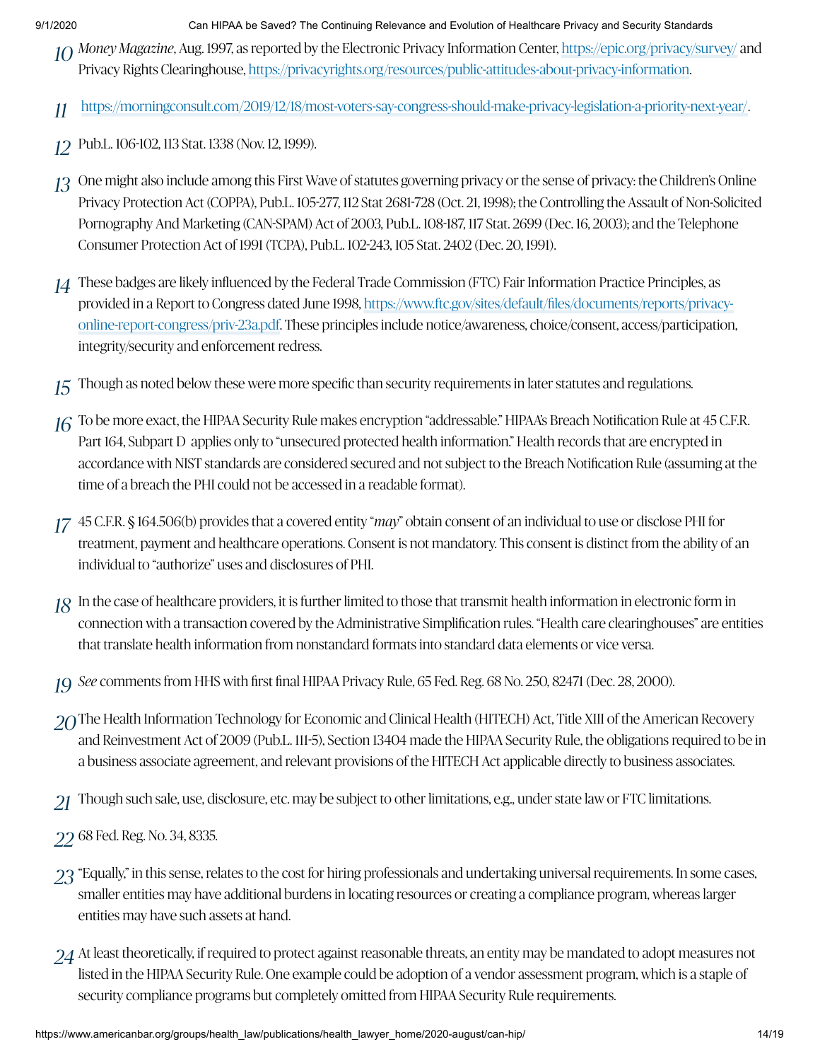10 *Money Magazine*, Aug. 1997, as reported by the Electronic Privacy Information Center, https://epic.org/privacy/survey/ and Privacy Rights Clearinghouse, https://privacyrights.org/resources/public-attitudes-about-privacy-information.

11 https://morningconsult.com/2019/12/18/most-voters-say-congress-should-make-privacy-legislation-a-priority-next-year/.

12 Pub.L. 106-102, 113 Stat. 1338 (Nov. 12, 1999).

13 One might also include among this First Wave of statutes governing privacy or the sense of privacy: the Children's Online Privacy Protection Act (COPPA), Pub.L. 105-277, 112 Stat 2681-728 (Oct. 21, 1998); the Controlling the Assault of Non-Solicited Pornography And Marketing (CAN-SPAM) Act of 2003, Pub.L. 108-187, 117 Stat. 2699 (Dec. 16, 2003); and the Telephone Consumer Protection Act of 1991 (TCPA), Pub.L. 102-243, 105 Stat. 2402 (Dec. 20, 1991).

14 These badges are likely influenced by the Federal Trade Commission (FTC) Fair Information Practice Principles, as provided in a Report to Congress dated June 1998, https://www.ftc.gov/sites/default/files/documents/reports/privacy-online-report-congress/priv-23a.pdf. These principles include notice/awareness, choice/consent, access/participation, integrity/security and enforcement redress.

15 Though as noted below these were more specific than security requirements in later statutes and regulations.

16 To be more exact, the HIPAA Security Rule makes encryption "addressable." HIPAA's Breach Notification Rule at 45 C.F.R. Part 164, Subpart D applies only to "unsecured protected health information." Health records that are encrypted in accordance with NIST standards are considered secured and not subject to the Breach Notification Rule (assuming at the time of a breach the PHI could not be accessed in a readable format).

17 45 C.F.R. § 164.506(b) provides that a covered entity "*may*" obtain consent of an individual to use or disclose PHI for treatment, payment and healthcare operations. Consent is not mandatory. This consent is distinct from the ability of an individual to "authorize" uses and disclosures of PHI.

18 In the case of healthcare providers, it is further limited to those that transmit health information in electronic form in connection with a transaction covered by the Administrative Simplification rules. "Health care clearinghouses" are entities that translate health information from nonstandard formats into standard data elements or vice versa.

19 *See* comments from HHS with first final HIPAA Privacy Rule, 65 Fed. Reg. 68 No. 250, 82471 (Dec. 28, 2000).

20 The Health Information Technology for Economic and Clinical Health (HITECH) Act, Title XIII of the American Recovery and Reinvestment Act of 2009 (Pub.L. 111-5), Section 13404 made the HIPAA Security Rule, the obligations required to be in a business associate agreement, and relevant provisions of the HITECH Act applicable directly to business associates.

21 Though such sale, use, disclosure, etc. may be subject to other limitations, e.g., under state law or FTC limitations.

22 68 Fed. Reg. No. 34, 8335.

23 "Equally," in this sense, relates to the cost for hiring professionals and undertaking universal requirements. In some cases, smaller entities may have additional burdens in locating resources or creating a compliance program, whereas larger entities may have such assets at hand.

24 At least theoretically, if required to protect against reasonable threats, an entity may be mandated to adopt measures not listed in the HIPAA Security Rule. One example could be adoption of a vendor assessment program, which is a staple of security compliance programs but completely omitted from HIPAA Security Rule requirements.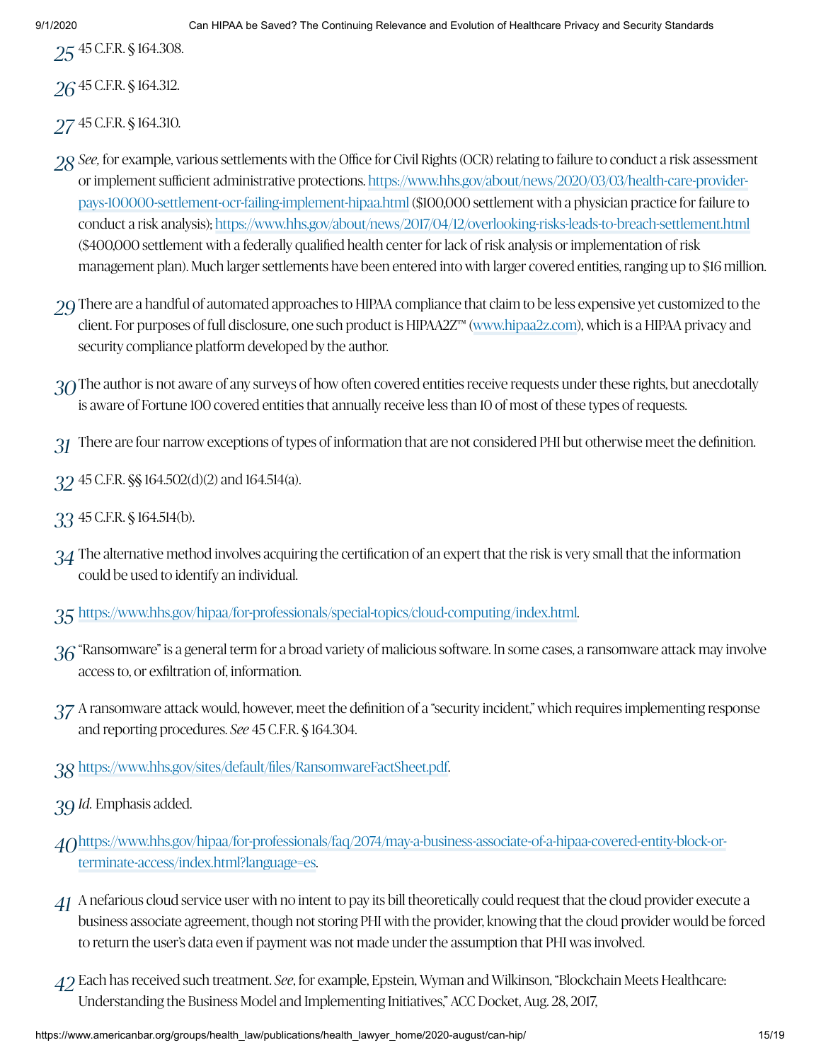25 45 C.F.R. § 164.308.

26 45 C.F.R. § 164.312.

27 45 C.F.R. § 164.310.

28 *See,* for example, various settlements with the Office for Civil Rights (OCR) relating to failure to conduct a risk assessment or implement sufficient administrative protections. https://www.hhs.gov/about/news/2020/03/03/health-care-provider-pays-100000-settlement-ocr-failing-implement-hipaa.html ($100,000 settlement with a physician practice for failure to conduct a risk analysis); https://www.hhs.gov/about/news/2017/04/12/overlooking-risks-leads-to-breach-settlement.html ($400,000 settlement with a federally qualified health center for lack of risk analysis or implementation of risk management plan). Much larger settlements have been entered into with larger covered entities, ranging up to $16 million.

29 There are a handful of automated approaches to HIPAA compliance that claim to be less expensive yet customized to the client. For purposes of full disclosure, one such product is HIPAA2Z™ (www.hipaa2z.com), which is a HIPAA privacy and security compliance platform developed by the author.

30 The author is not aware of any surveys of how often covered entities receive requests under these rights, but anecdotally is aware of Fortune 100 covered entities that annually receive less than 10 of most of these types of requests.

31 There are four narrow exceptions of types of information that are not considered PHI but otherwise meet the definition.

32 45 C.F.R. §§ 164.502(d)(2) and 164.514(a).

33 45 C.F.R. § 164.514(b).

34 The alternative method involves acquiring the certification of an expert that the risk is very small that the information could be used to identify an individual.

35 https://www.hhs.gov/hipaa/for-professionals/special-topics/cloud-computing/index.html.

36 "Ransomware" is a general term for a broad variety of malicious software. In some cases, a ransomware attack may involve access to, or exfiltration of, information.

37 A ransomware attack would, however, meet the definition of a "security incident," which requires implementing response and reporting procedures. *See* 45 C.F.R. § 164.304.

38 https://www.hhs.gov/sites/default/files/RansomwareFactSheet.pdf.

39 *Id.* Emphasis added.

40 https://www.hhs.gov/hipaa/for-professionals/faq/2074/may-a-business-associate-of-a-hipaa-covered-entity-block-or-terminate-access/index.html?language=es.

41 A nefarious cloud service user with no intent to pay its bill theoretically could request that the cloud provider execute a business associate agreement, though not storing PHI with the provider, knowing that the cloud provider would be forced to return the user's data even if payment was not made under the assumption that PHI was involved.

42 Each has received such treatment. *See*, for example, Epstein, Wyman and Wilkinson, "Blockchain Meets Healthcare: Understanding the Business Model and Implementing Initiatives," ACC Docket, Aug. 28, 2017,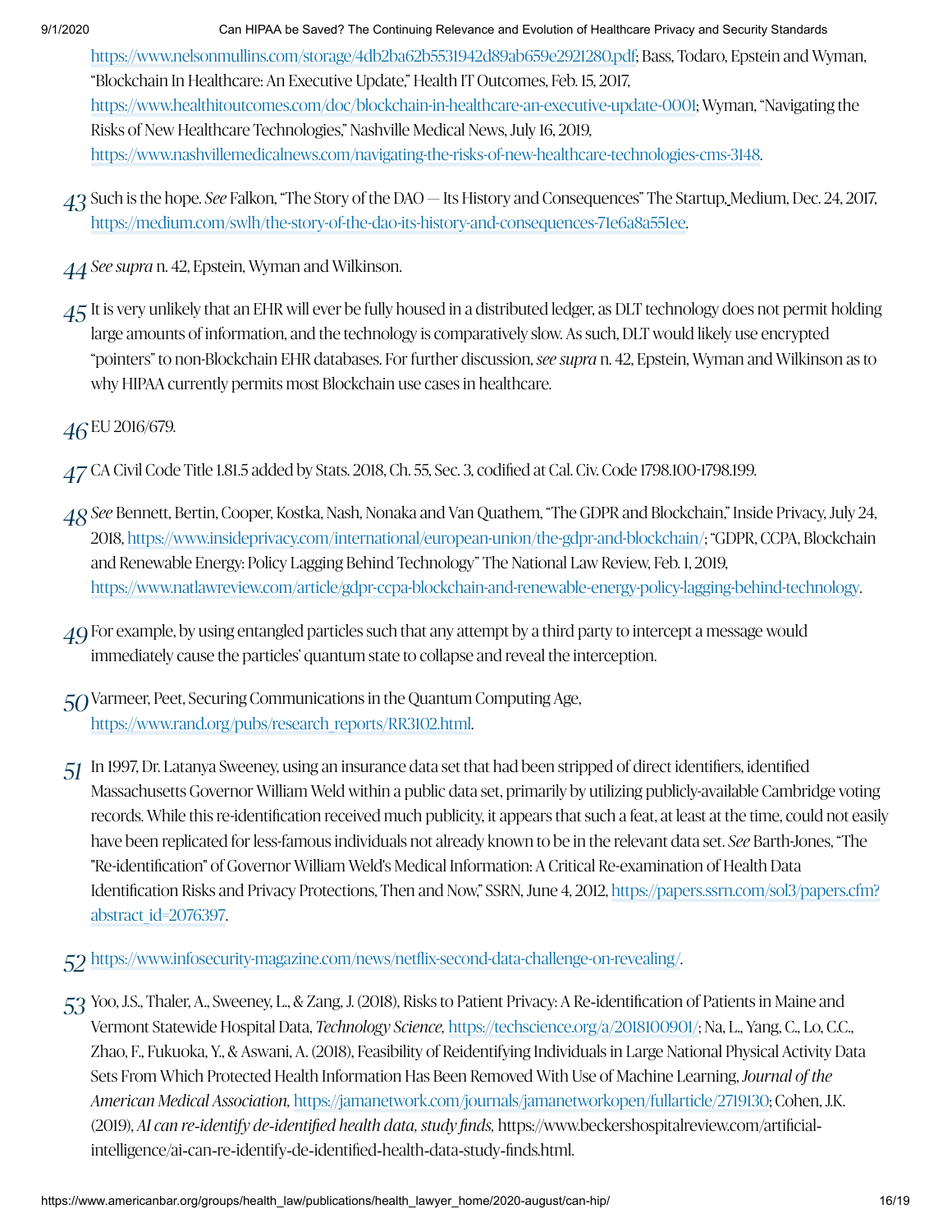https://www.nelsonmullins.com/storage/4db2ba62b5531942d89ab659e2921280.pdf; Bass, Todaro, Epstein and Wyman, "Blockchain In Healthcare: An Executive Update," Health IT Outcomes, Feb. 15, 2017, https://www.healthitoutcomes.com/doc/blockchain-in-healthcare-an-executive-update-0001; Wyman, "Navigating the Risks of New Healthcare Technologies," Nashville Medical News, July 16, 2019, https://www.nashvillemedicalnews.com/navigating-the-risks-of-new-healthcare-technologies-cms-3148.

43 Such is the hope. *See* Falkon, "The Story of the DAO — Its History and Consequences" The Startup, Medium, Dec. 24, 2017, https://medium.com/swlh/the-story-of-the-dao-its-history-and-consequences-71e6a8a551ee.

44 *See supra* n. 42, Epstein, Wyman and Wilkinson.

45 It is very unlikely that an EHR will ever be fully housed in a distributed ledger, as DLT technology does not permit holding large amounts of information, and the technology is comparatively slow. As such, DLT would likely use encrypted "pointers" to non-Blockchain EHR databases. For further discussion, *see supra* n. 42, Epstein, Wyman and Wilkinson as to why HIPAA currently permits most Blockchain use cases in healthcare.

46 EU 2016/679.

47 CA Civil Code Title 1.81.5 added by Stats. 2018, Ch. 55, Sec. 3, codified at Cal. Civ. Code 1798.100-1798.199.

48 *See* Bennett, Bertin, Cooper, Kostka, Nash, Nonaka and Van Quathem, "The GDPR and Blockchain," Inside Privacy, July 24, 2018, https://www.insideprivacy.com/international/european-union/the-gdpr-and-blockchain/; "GDPR, CCPA, Blockchain and Renewable Energy: Policy Lagging Behind Technology" The National Law Review, Feb. 1, 2019, https://www.natlawreview.com/article/gdpr-ccpa-blockchain-and-renewable-energy-policy-lagging-behind-technology.

49 For example, by using entangled particles such that any attempt by a third party to intercept a message would immediately cause the particles' quantum state to collapse and reveal the interception.

50 Varmeer, Peet, Securing Communications in the Quantum Computing Age, https://www.rand.org/pubs/research_reports/RR3102.html.

51 In 1997, Dr. Latanya Sweeney, using an insurance data set that had been stripped of direct identifiers, identified Massachusetts Governor William Weld within a public data set, primarily by utilizing publicly-available Cambridge voting records. While this re-identification received much publicity, it appears that such a feat, at least at the time, could not easily have been replicated for less-famous individuals not already known to be in the relevant data set. *See* Barth-Jones, "The "Re-identification" of Governor William Weld's Medical Information: A Critical Re-examination of Health Data Identification Risks and Privacy Protections, Then and Now," SSRN, June 4, 2012, https://papers.ssrn.com/sol3/papers.cfm?abstract_id=2076397.

52 https://www.infosecurity-magazine.com/news/netflix-second-data-challenge-on-revealing/.

53 Yoo, J.S., Thaler, A., Sweeney, L., & Zang, J. (2018), Risks to Patient Privacy: A Re-identification of Patients in Maine and Vermont Statewide Hospital Data, *Technology Science,* https://techscience.org/a/2018100901/; Na, L., Yang, C., Lo, C.C., Zhao, F., Fukuoka, Y., & Aswani, A. (2018), Feasibility of Reidentifying Individuals in Large National Physical Activity Data Sets From Which Protected Health Information Has Been Removed With Use of Machine Learning, *Journal of the American Medical Association,* https://jamanetwork.com/journals/jamanetworkopen/fullarticle/2719130; Cohen, J.K. (2019), *AI can re-identify de-identified health data, study finds,* https://www.beckershospitalreview.com/artificial-intelligence/ai-can-re-identify-de-identified-health-data-study-finds.html.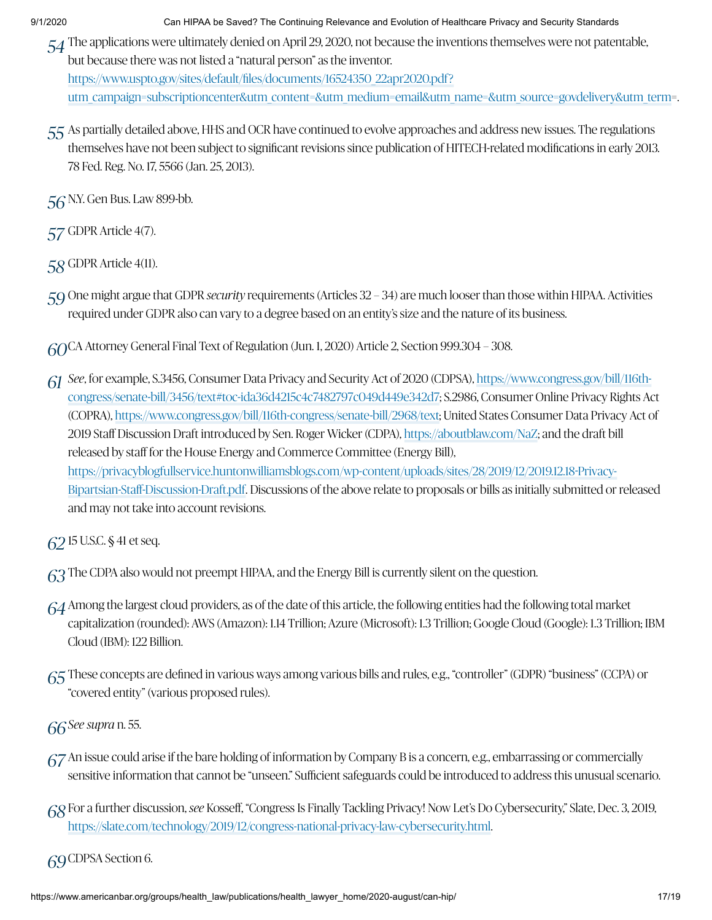54 The applications were ultimately denied on April 29, 2020, not because the inventions themselves were not patentable, but because there was not listed a "natural person" as the inventor. https://www.uspto.gov/sites/default/files/documents/16524350_22apr2020.pdf?utm_campaign=subscriptioncenter&utm_content=&utm_medium=email&utm_name=&utm_source=govdelivery&utm_term=.

55 As partially detailed above, HHS and OCR have continued to evolve approaches and address new issues. The regulations themselves have not been subject to significant revisions since publication of HITECH-related modifications in early 2013. 78 Fed. Reg. No. 17, 5566 (Jan. 25, 2013).

56 N.Y. Gen Bus. Law 899-bb.

57 GDPR Article 4(7).

58 GDPR Article 4(11).

59 One might argue that GDPR *security* requirements (Articles 32 – 34) are much looser than those within HIPAA. Activities required under GDPR also can vary to a degree based on an entity's size and the nature of its business.

60 CA Attorney General Final Text of Regulation (Jun. 1, 2020) Article 2, Section 999.304 – 308.

61 *See*, for example, S.3456, Consumer Data Privacy and Security Act of 2020 (CDPSA), https://www.congress.gov/bill/116th-congress/senate-bill/3456/text#toc-ida36d4215c4c7482797c049d449e342d7; S.2986, Consumer Online Privacy Rights Act (COPRA), https://www.congress.gov/bill/116th-congress/senate-bill/2968/text; United States Consumer Data Privacy Act of 2019 Staff Discussion Draft introduced by Sen. Roger Wicker (CDPA), https://aboutblaw.com/NaZ; and the draft bill released by staff for the House Energy and Commerce Committee (Energy Bill), https://privacyblogfullservice.huntonwilliamsblogs.com/wp-content/uploads/sites/28/2019/12/2019.12.18-Privacy-Bipartisan-Staff-Discussion-Draft.pdf. Discussions of the above relate to proposals or bills as initially submitted or released and may not take into account revisions.

62 15 U.S.C. § 41 et seq.

63 The CDPA also would not preempt HIPAA, and the Energy Bill is currently silent on the question.

64 Among the largest cloud providers, as of the date of this article, the following entities had the following total market capitalization (rounded): AWS (Amazon): 1.14 Trillion; Azure (Microsoft): 1.3 Trillion; Google Cloud (Google): 1.3 Trillion; IBM Cloud (IBM): 122 Billion.

65 These concepts are defined in various ways among various bills and rules, e.g., "controller" (GDPR) "business" (CCPA) or "covered entity" (various proposed rules).

66 *See supra* n. 55.

67 An issue could arise if the bare holding of information by Company B is a concern, e.g., embarrassing or commercially sensitive information that cannot be "unseen." Sufficient safeguards could be introduced to address this unusual scenario.

68 For a further discussion, *see* Kosseff, "Congress Is Finally Tackling Privacy! Now Let's Do Cybersecurity," Slate, Dec. 3, 2019, https://slate.com/technology/2019/12/congress-national-privacy-law-cybersecurity.html.

69 CDPSA Section 6.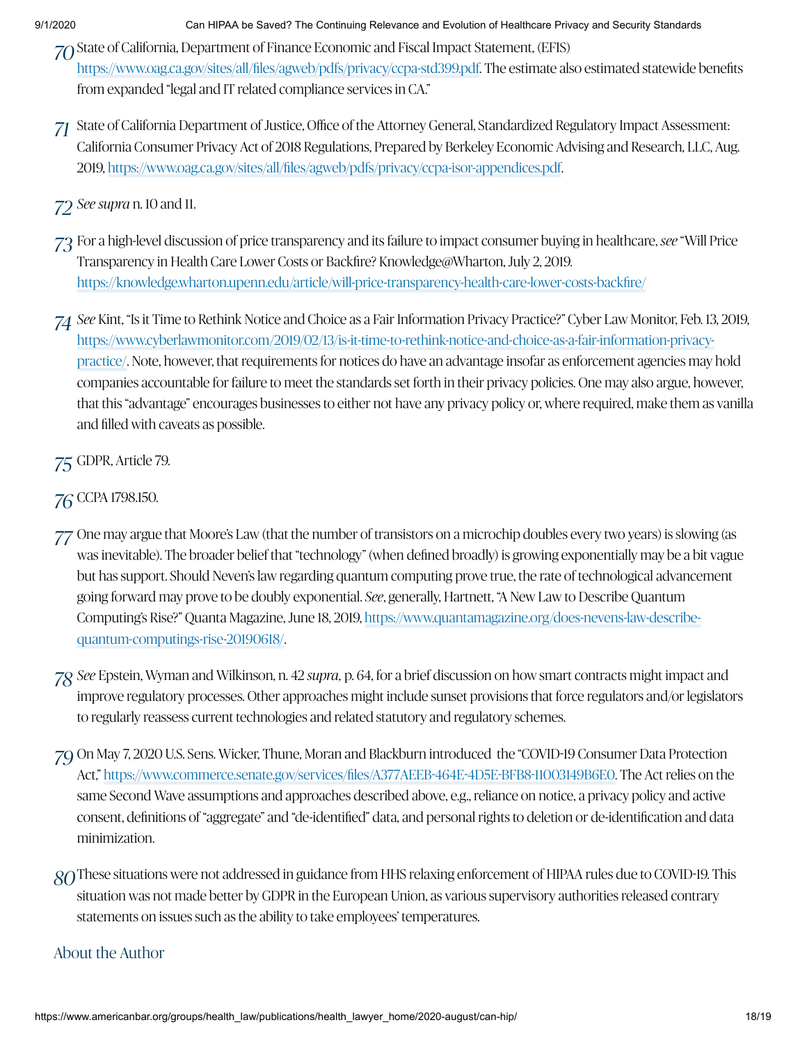70 State of California, Department of Finance Economic and Fiscal Impact Statement, (EFIS) https://www.oag.ca.gov/sites/all/files/agweb/pdfs/privacy/ccpa-std399.pdf. The estimate also estimated statewide benefits from expanded "legal and IT related compliance services in CA."

71 State of California Department of Justice, Office of the Attorney General, Standardized Regulatory Impact Assessment: California Consumer Privacy Act of 2018 Regulations, Prepared by Berkeley Economic Advising and Research, LLC, Aug. 2019, https://www.oag.ca.gov/sites/all/files/agweb/pdfs/privacy/ccpa-isor-appendices.pdf.

72 *See supra* n. 10 and 11.

73 For a high-level discussion of price transparency and its failure to impact consumer buying in healthcare, *see* "Will Price Transparency in Health Care Lower Costs or Backfire? Knowledge@Wharton, July 2, 2019. https://knowledge.wharton.upenn.edu/article/will-price-transparency-health-care-lower-costs-backfire/

74 *See* Kint, "Is it Time to Rethink Notice and Choice as a Fair Information Privacy Practice?" Cyber Law Monitor, Feb. 13, 2019, https://www.cyberlawmonitor.com/2019/02/13/is-it-time-to-rethink-notice-and-choice-as-a-fair-information-privacy-practice/. Note, however, that requirements for notices do have an advantage insofar as enforcement agencies may hold companies accountable for failure to meet the standards set forth in their privacy policies. One may also argue, however, that this "advantage" encourages businesses to either not have any privacy policy or, where required, make them as vanilla and filled with caveats as possible.

75 GDPR, Article 79.

76 CCPA 1798.150.

77 One may argue that Moore's Law (that the number of transistors on a microchip doubles every two years) is slowing (as was inevitable). The broader belief that "technology" (when defined broadly) is growing exponentially may be a bit vague but has support. Should Neven's law regarding quantum computing prove true, the rate of technological advancement going forward may prove to be doubly exponential. *See*, generally, Hartnett, "A New Law to Describe Quantum Computing's Rise?" Quanta Magazine, June 18, 2019, https://www.quantamagazine.org/does-nevens-law-describe-quantum-computings-rise-20190618/.

78 *See* Epstein, Wyman and Wilkinson, n. 42 *supra*, p. 64, for a brief discussion on how smart contracts might impact and improve regulatory processes. Other approaches might include sunset provisions that force regulators and/or legislators to regularly reassess current technologies and related statutory and regulatory schemes.

79 On May 7, 2020 U.S. Sens. Wicker, Thune, Moran and Blackburn introduced the "COVID-19 Consumer Data Protection Act," https://www.commerce.senate.gov/services/files/A377AEEB-464E-4D5E-BFB8-11003149B6E0. The Act relies on the same Second Wave assumptions and approaches described above, e.g., reliance on notice, a privacy policy and active consent, definitions of "aggregate" and "de-identified" data, and personal rights to deletion or de-identification and data minimization.

80 These situations were not addressed in guidance from HHS relaxing enforcement of HIPAA rules due to COVID-19. This situation was not made better by GDPR in the European Union, as various supervisory authorities released contrary statements on issues such as the ability to take employees' temperatures.

## About the Author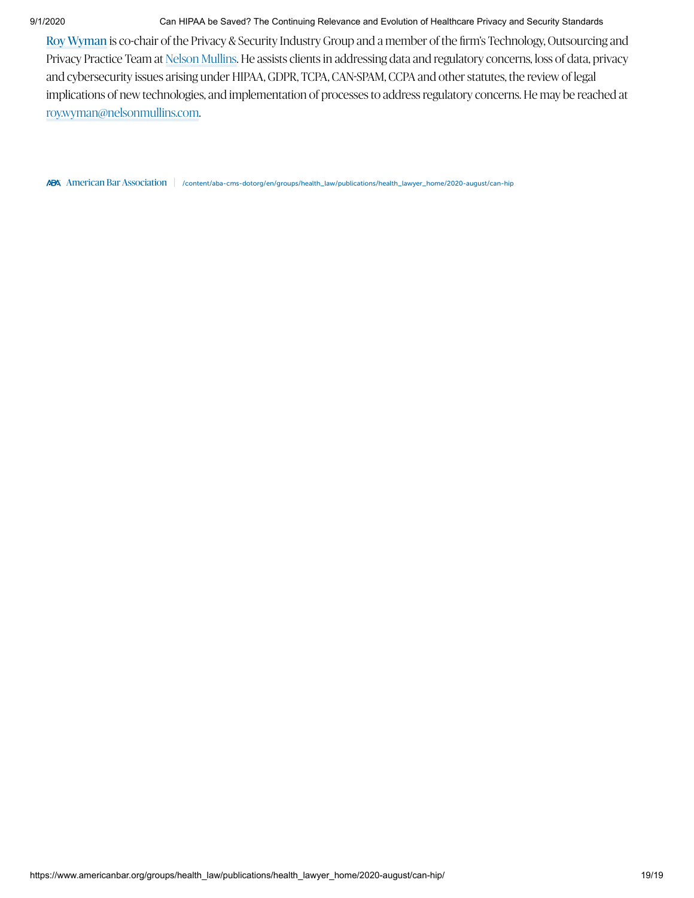**Roy Wyman** is co-chair of the Privacy & Security Industry Group and a member of the firm's Technology, Outsourcing and Privacy Practice Team at Nelson Mullins. He assists clients in addressing data and regulatory concerns, loss of data, privacy and cybersecurity issues arising under HIPAA, GDPR, TCPA, CAN-SPAM, CCPA and other statutes, the review of legal implications of new technologies, and implementation of processes to address regulatory concerns. He may be reached at roy.wyman@nelsonmullins.com.

ABA American Bar Association | /content/aba-cms-dotorg/en/groups/health_law/publications/health_lawyer_home/2020-august/can-hip